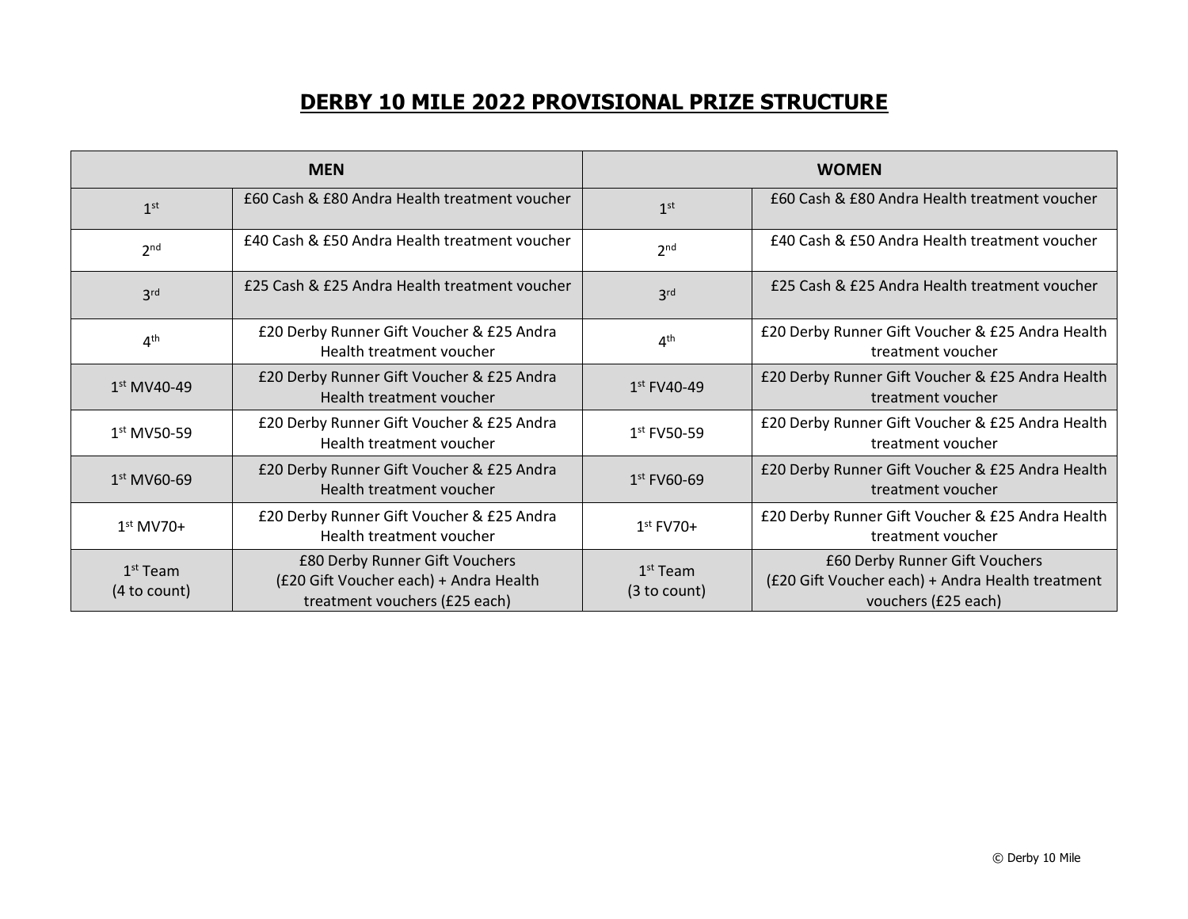# DERBY 10 MILE 2022 PROVISIONAL PRIZE STRUCTURE

| MEN | | WOMEN | |
|---|---|---|---|
| 1st | £60 Cash & £80 Andra Health treatment voucher | 1st | £60 Cash & £80 Andra Health treatment voucher |
| 2nd | £40 Cash & £50 Andra Health treatment voucher | 2nd | £40 Cash & £50 Andra Health treatment voucher |
| 3rd | £25 Cash & £25 Andra Health treatment voucher | 3rd | £25 Cash & £25 Andra Health treatment voucher |
| 4th | £20 Derby Runner Gift Voucher & £25 Andra Health treatment voucher | 4th | £20 Derby Runner Gift Voucher & £25 Andra Health treatment voucher |
| 1st MV40-49 | £20 Derby Runner Gift Voucher & £25 Andra Health treatment voucher | 1st FV40-49 | £20 Derby Runner Gift Voucher & £25 Andra Health treatment voucher |
| 1st MV50-59 | £20 Derby Runner Gift Voucher & £25 Andra Health treatment voucher | 1st FV50-59 | £20 Derby Runner Gift Voucher & £25 Andra Health treatment voucher |
| 1st MV60-69 | £20 Derby Runner Gift Voucher & £25 Andra Health treatment voucher | 1st FV60-69 | £20 Derby Runner Gift Voucher & £25 Andra Health treatment voucher |
| 1st MV70+ | £20 Derby Runner Gift Voucher & £25 Andra Health treatment voucher | 1st FV70+ | £20 Derby Runner Gift Voucher & £25 Andra Health treatment voucher |
| 1st Team (4 to count) | £80 Derby Runner Gift Vouchers (£20 Gift Voucher each) + Andra Health treatment vouchers (£25 each) | 1st Team (3 to count) | £60 Derby Runner Gift Vouchers (£20 Gift Voucher each) + Andra Health treatment vouchers (£25 each) |

© Derby 10 Mile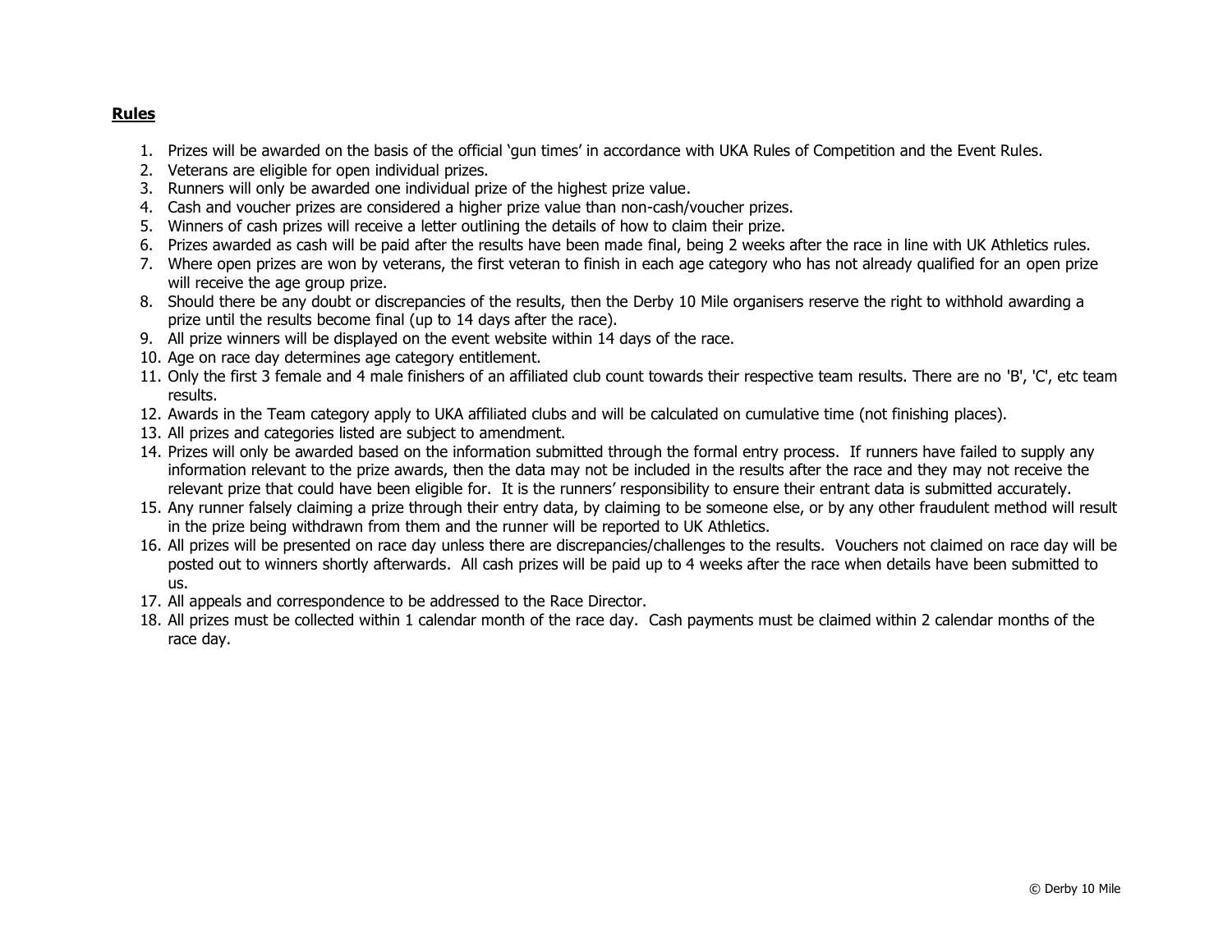**Rules**

1. Prizes will be awarded on the basis of the official 'gun times' in accordance with UKA Rules of Competition and the Event Rules.
2. Veterans are eligible for open individual prizes.
3. Runners will only be awarded one individual prize of the highest prize value.
4. Cash and voucher prizes are considered a higher prize value than non-cash/voucher prizes.
5. Winners of cash prizes will receive a letter outlining the details of how to claim their prize.
6. Prizes awarded as cash will be paid after the results have been made final, being 2 weeks after the race in line with UK Athletics rules.
7. Where open prizes are won by veterans, the first veteran to finish in each age category who has not already qualified for an open prize will receive the age group prize.
8. Should there be any doubt or discrepancies of the results, then the Derby 10 Mile organisers reserve the right to withhold awarding a prize until the results become final (up to 14 days after the race).
9. All prize winners will be displayed on the event website within 14 days of the race.
10. Age on race day determines age category entitlement.
11. Only the first 3 female and 4 male finishers of an affiliated club count towards their respective team results. There are no 'B', 'C', etc team results.
12. Awards in the Team category apply to UKA affiliated clubs and will be calculated on cumulative time (not finishing places).
13. All prizes and categories listed are subject to amendment.
14. Prizes will only be awarded based on the information submitted through the formal entry process. If runners have failed to supply any information relevant to the prize awards, then the data may not be included in the results after the race and they may not receive the relevant prize that could have been eligible for. It is the runners' responsibility to ensure their entrant data is submitted accurately.
15. Any runner falsely claiming a prize through their entry data, by claiming to be someone else, or by any other fraudulent method will result in the prize being withdrawn from them and the runner will be reported to UK Athletics.
16. All prizes will be presented on race day unless there are discrepancies/challenges to the results. Vouchers not claimed on race day will be posted out to winners shortly afterwards. All cash prizes will be paid up to 4 weeks after the race when details have been submitted to us.
17. All appeals and correspondence to be addressed to the Race Director.
18. All prizes must be collected within 1 calendar month of the race day. Cash payments must be claimed within 2 calendar months of the race day.

© Derby 10 Mile